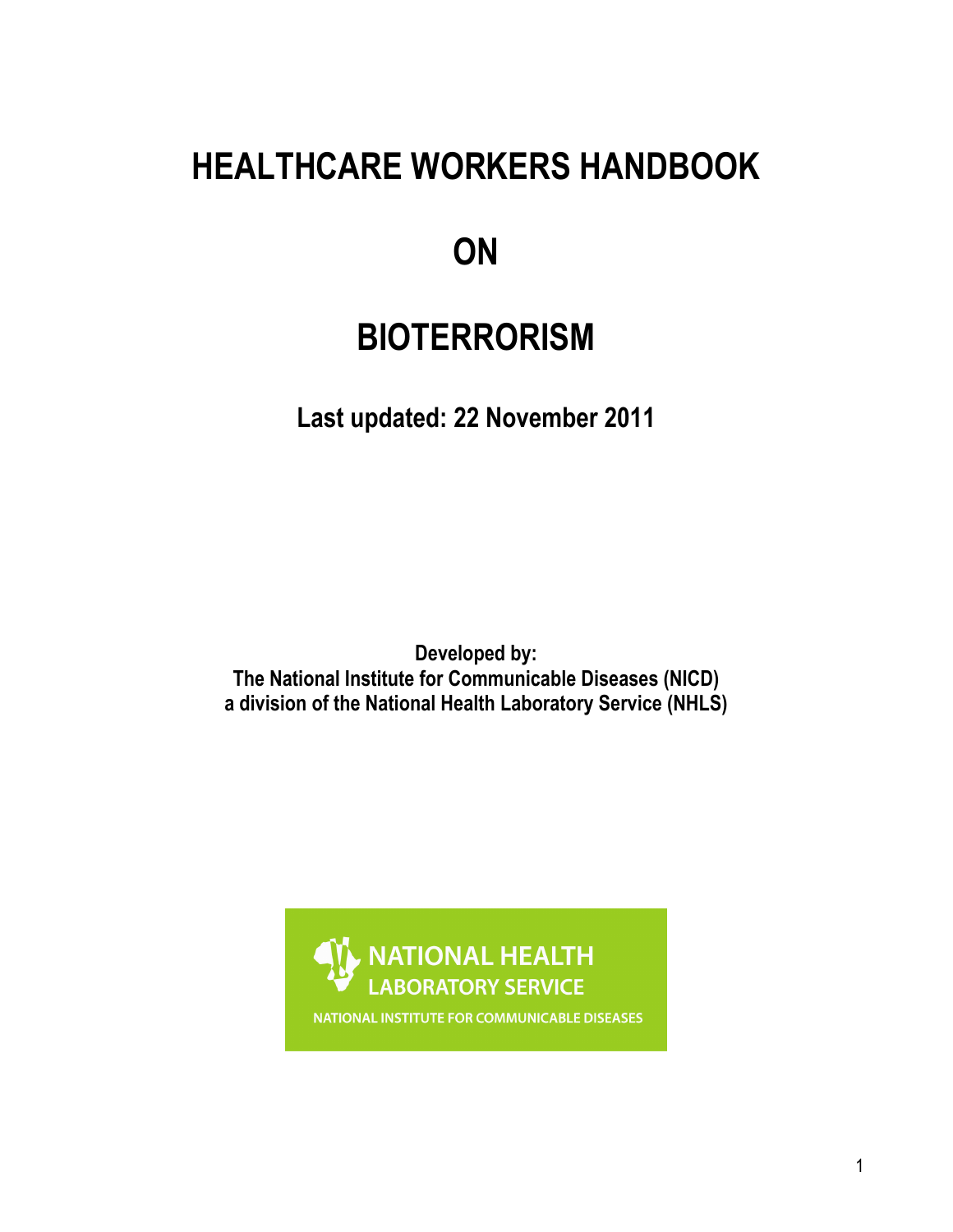# HEALTHCARE WORKERS HANDBOOK

# ON

# BIOTERRORISM

**Last updated: 22 November 2011**

**Developed by:**
**The National Institute for Communicable Diseases (NICD)**
**a division of the National Health Laboratory Service (NHLS)**

NATIONAL HEALTH
LABORATORY SERVICE
NATIONAL INSTITUTE FOR COMMUNICABLE DISEASES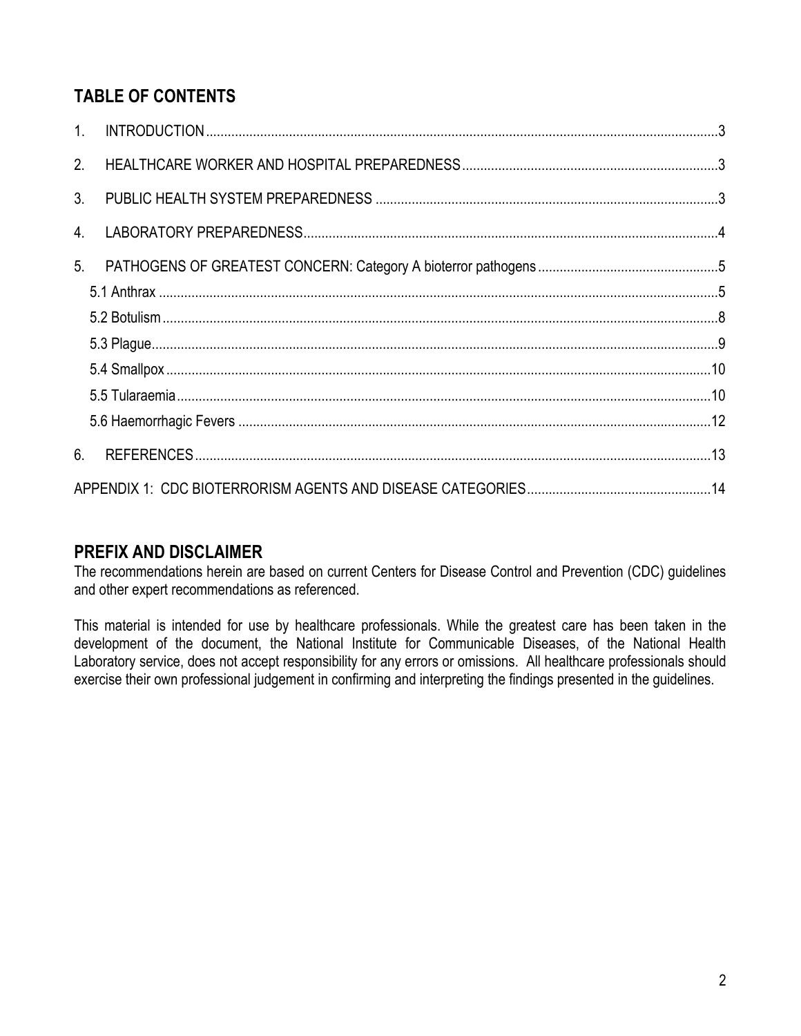## TABLE OF CONTENTS

1. INTRODUCTION ... 3
2. HEALTHCARE WORKER AND HOSPITAL PREPAREDNESS ... 3
3. PUBLIC HEALTH SYSTEM PREPAREDNESS ... 3
4. LABORATORY PREPAREDNESS ... 4
5. PATHOGENS OF GREATEST CONCERN: Category A bioterror pathogens ... 5
   - 5.1 Anthrax ... 5
   - 5.2 Botulism ... 8
   - 5.3 Plague ... 9
   - 5.4 Smallpox ... 10
   - 5.5 Tularaemia ... 10
   - 5.6 Haemorrhagic Fevers ... 12
6. REFERENCES ... 13

APPENDIX 1: CDC BIOTERRORISM AGENTS AND DISEASE CATEGORIES ... 14

## PREFIX AND DISCLAIMER

The recommendations herein are based on current Centers for Disease Control and Prevention (CDC) guidelines and other expert recommendations as referenced.

This material is intended for use by healthcare professionals. While the greatest care has been taken in the development of the document, the National Institute for Communicable Diseases, of the National Health Laboratory service, does not accept responsibility for any errors or omissions. All healthcare professionals should exercise their own professional judgement in confirming and interpreting the findings presented in the guidelines.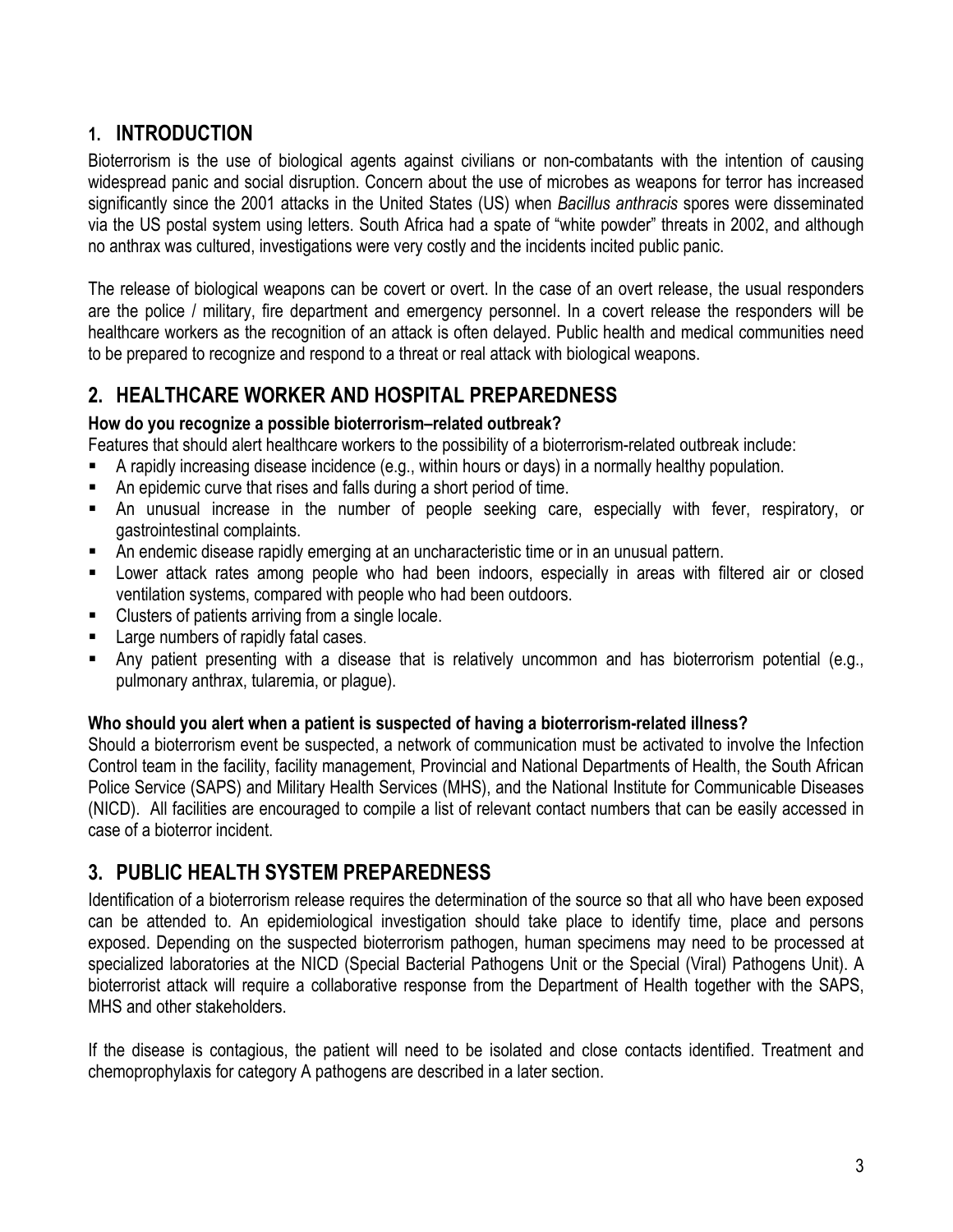## 1. INTRODUCTION

Bioterrorism is the use of biological agents against civilians or non-combatants with the intention of causing widespread panic and social disruption. Concern about the use of microbes as weapons for terror has increased significantly since the 2001 attacks in the United States (US) when *Bacillus anthracis* spores were disseminated via the US postal system using letters. South Africa had a spate of "white powder" threats in 2002, and although no anthrax was cultured, investigations were very costly and the incidents incited public panic.

The release of biological weapons can be covert or overt. In the case of an overt release, the usual responders are the police / military, fire department and emergency personnel. In a covert release the responders will be healthcare workers as the recognition of an attack is often delayed. Public health and medical communities need to be prepared to recognize and respond to a threat or real attack with biological weapons.

## 2. HEALTHCARE WORKER AND HOSPITAL PREPAREDNESS

**How do you recognize a possible bioterrorism–related outbreak?**

Features that should alert healthcare workers to the possibility of a bioterrorism-related outbreak include:

- A rapidly increasing disease incidence (e.g., within hours or days) in a normally healthy population.
- An epidemic curve that rises and falls during a short period of time.
- An unusual increase in the number of people seeking care, especially with fever, respiratory, or gastrointestinal complaints.
- An endemic disease rapidly emerging at an uncharacteristic time or in an unusual pattern.
- Lower attack rates among people who had been indoors, especially in areas with filtered air or closed ventilation systems, compared with people who had been outdoors.
- Clusters of patients arriving from a single locale.
- Large numbers of rapidly fatal cases.
- Any patient presenting with a disease that is relatively uncommon and has bioterrorism potential (e.g., pulmonary anthrax, tularemia, or plague).

**Who should you alert when a patient is suspected of having a bioterrorism-related illness?**

Should a bioterrorism event be suspected, a network of communication must be activated to involve the Infection Control team in the facility, facility management, Provincial and National Departments of Health, the South African Police Service (SAPS) and Military Health Services (MHS), and the National Institute for Communicable Diseases (NICD). All facilities are encouraged to compile a list of relevant contact numbers that can be easily accessed in case of a bioterror incident.

## 3. PUBLIC HEALTH SYSTEM PREPAREDNESS

Identification of a bioterrorism release requires the determination of the source so that all who have been exposed can be attended to. An epidemiological investigation should take place to identify time, place and persons exposed. Depending on the suspected bioterrorism pathogen, human specimens may need to be processed at specialized laboratories at the NICD (Special Bacterial Pathogens Unit or the Special (Viral) Pathogens Unit). A bioterrorist attack will require a collaborative response from the Department of Health together with the SAPS, MHS and other stakeholders.

If the disease is contagious, the patient will need to be isolated and close contacts identified. Treatment and chemoprophylaxis for category A pathogens are described in a later section.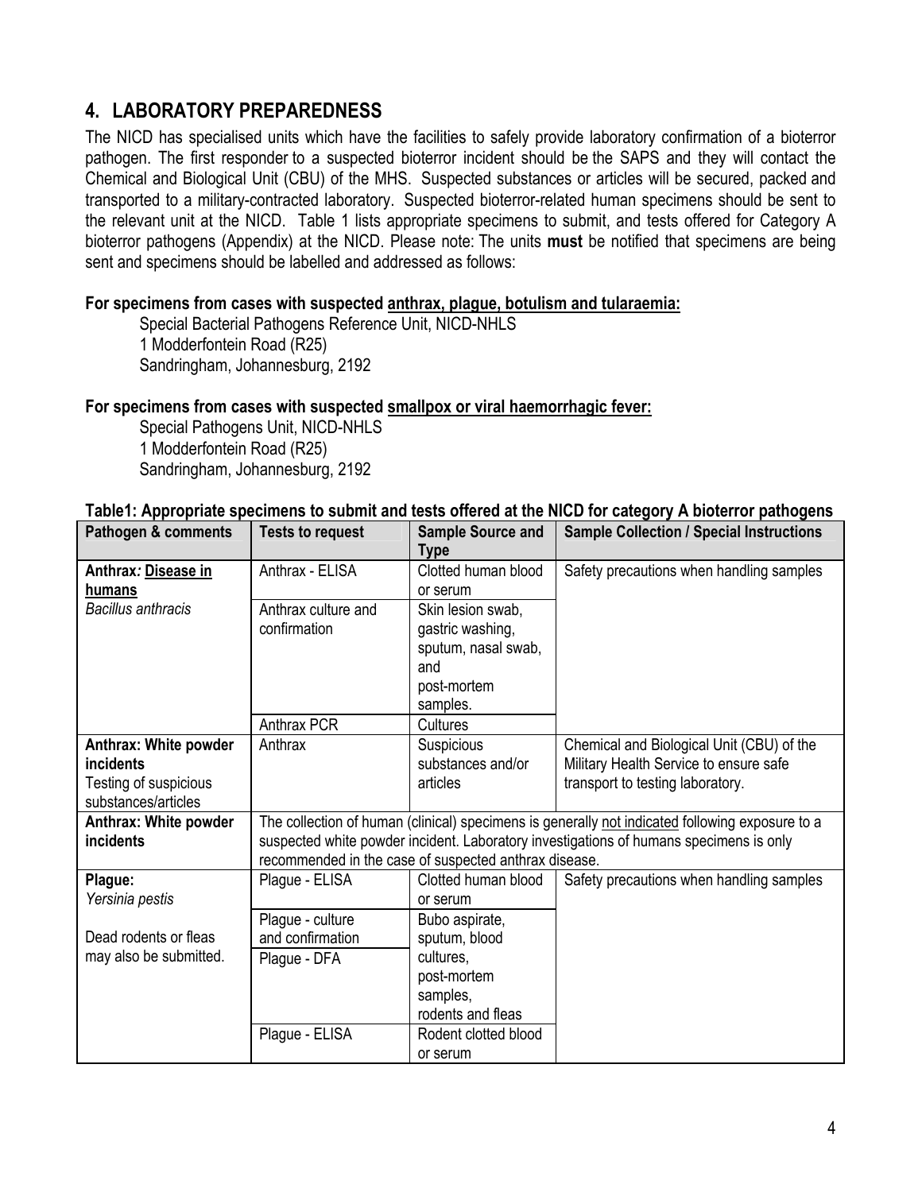## 4. LABORATORY PREPAREDNESS

The NICD has specialised units which have the facilities to safely provide laboratory confirmation of a bioterror pathogen. The first responder to a suspected bioterror incident should be the SAPS and they will contact the Chemical and Biological Unit (CBU) of the MHS. Suspected substances or articles will be secured, packed and transported to a military-contracted laboratory. Suspected bioterror-related human specimens should be sent to the relevant unit at the NICD. Table 1 lists appropriate specimens to submit, and tests offered for Category A bioterror pathogens (Appendix) at the NICD. Please note: The units **must** be notified that specimens are being sent and specimens should be labelled and addressed as follows:

**For specimens from cases with suspected anthrax, plague, botulism and tularaemia:**

Special Bacterial Pathogens Reference Unit, NICD-NHLS
1 Modderfontein Road (R25)
Sandringham, Johannesburg, 2192

**For specimens from cases with suspected smallpox or viral haemorrhagic fever:**

Special Pathogens Unit, NICD-NHLS
1 Modderfontein Road (R25)
Sandringham, Johannesburg, 2192

**Table1: Appropriate specimens to submit and tests offered at the NICD for category A bioterror pathogens**

| Pathogen & comments | Tests to request | Sample Source and Type | Sample Collection / Special Instructions |
|---|---|---|---|
| **Anthrax*:* Disease in humans** *Bacillus anthracis* | Anthrax - ELISA | Clotted human blood or serum | Safety precautions when handling samples |
| | Anthrax culture and confirmation | Skin lesion swab, gastric washing, sputum, nasal swab, and post-mortem samples. | |
| | Anthrax PCR | Cultures | |
| **Anthrax: White powder incidents** Testing of suspicious substances/articles | Anthrax | Suspicious substances and/or articles | Chemical and Biological Unit (CBU) of the Military Health Service to ensure safe transport to testing laboratory. |
| **Anthrax: White powder incidents** | The collection of human (clinical) specimens is generally not indicated following exposure to a suspected white powder incident. Laboratory investigations of humans specimens is only recommended in the case of suspected anthrax disease. | | |
| **Plague:** *Yersinia pestis* Dead rodents or fleas may also be submitted. | Plague - ELISA | Clotted human blood or serum | Safety precautions when handling samples |
| | Plague - culture and confirmation | Bubo aspirate, sputum, blood cultures, post-mortem samples, rodents and fleas | |
| | Plague - DFA | | |
| | Plague - ELISA | Rodent clotted blood or serum | |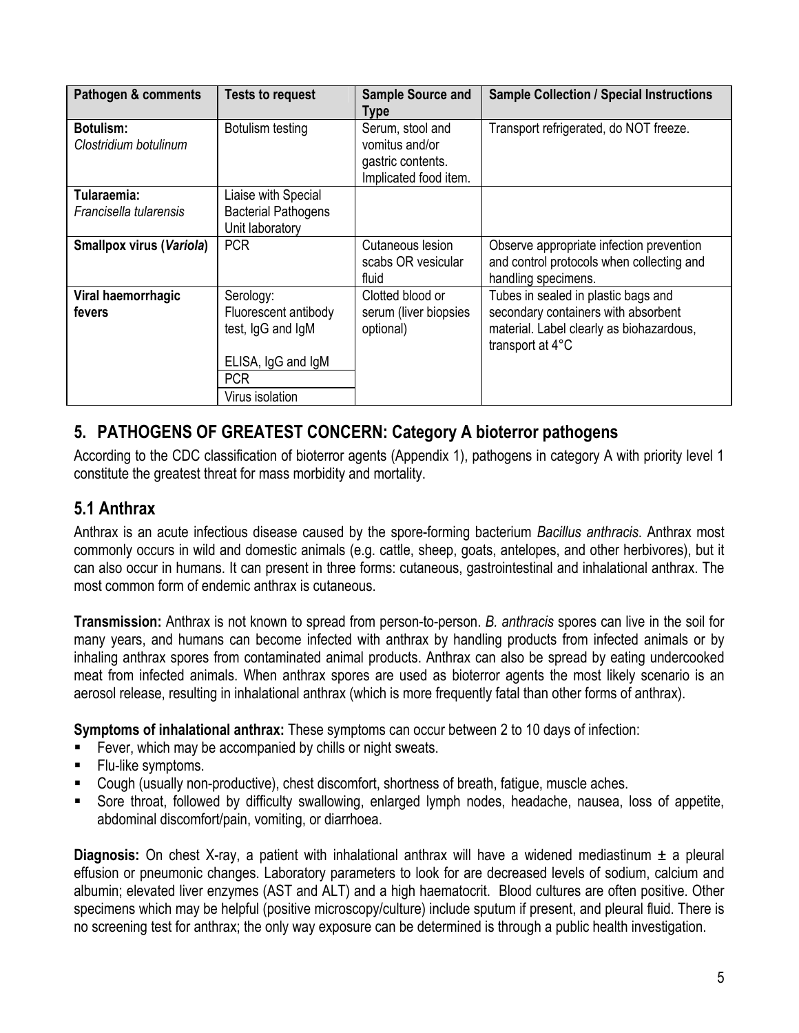| Pathogen & comments | Tests to request | Sample Source and Type | Sample Collection / Special Instructions |
|---|---|---|---|
| **Botulism:** *Clostridium botulinum* | Botulism testing | Serum, stool and vomitus and/or gastric contents. Implicated food item. | Transport refrigerated, do NOT freeze. |
| **Tularaemia:** *Francisella tularensis* | Liaise with Special Bacterial Pathogens Unit laboratory | | |
| **Smallpox virus (*Variola*)** | PCR | Cutaneous lesion scabs OR vesicular fluid | Observe appropriate infection prevention and control protocols when collecting and handling specimens. |
| **Viral haemorrhagic fevers** | Serology: Fluorescent antibody test, IgG and IgM | Clotted blood or serum (liver biopsies optional) | Tubes in sealed in plastic bags and secondary containers with absorbent material. Label clearly as biohazardous, transport at 4°C |
| | ELISA, IgG and IgM | | |
| | PCR | | |
| | Virus isolation | | |

## 5. PATHOGENS OF GREATEST CONCERN: Category A bioterror pathogens

According to the CDC classification of bioterror agents (Appendix 1), pathogens in category A with priority level 1 constitute the greatest threat for mass morbidity and mortality.

### 5.1 Anthrax

Anthrax is an acute infectious disease caused by the spore-forming bacterium *Bacillus anthracis*. Anthrax most commonly occurs in wild and domestic animals (e.g. cattle, sheep, goats, antelopes, and other herbivores), but it can also occur in humans. It can present in three forms: cutaneous, gastrointestinal and inhalational anthrax. The most common form of endemic anthrax is cutaneous.

**Transmission:** Anthrax is not known to spread from person-to-person. *B. anthracis* spores can live in the soil for many years, and humans can become infected with anthrax by handling products from infected animals or by inhaling anthrax spores from contaminated animal products. Anthrax can also be spread by eating undercooked meat from infected animals. When anthrax spores are used as bioterror agents the most likely scenario is an aerosol release, resulting in inhalational anthrax (which is more frequently fatal than other forms of anthrax).

**Symptoms of inhalational anthrax:** These symptoms can occur between 2 to 10 days of infection:

- Fever, which may be accompanied by chills or night sweats.
- Flu-like symptoms.
- Cough (usually non-productive), chest discomfort, shortness of breath, fatigue, muscle aches.
- Sore throat, followed by difficulty swallowing, enlarged lymph nodes, headache, nausea, loss of appetite, abdominal discomfort/pain, vomiting, or diarrhoea.

**Diagnosis:** On chest X-ray, a patient with inhalational anthrax will have a widened mediastinum ± a pleural effusion or pneumonic changes. Laboratory parameters to look for are decreased levels of sodium, calcium and albumin; elevated liver enzymes (AST and ALT) and a high haematocrit. Blood cultures are often positive. Other specimens which may be helpful (positive microscopy/culture) include sputum if present, and pleural fluid. There is no screening test for anthrax; the only way exposure can be determined is through a public health investigation.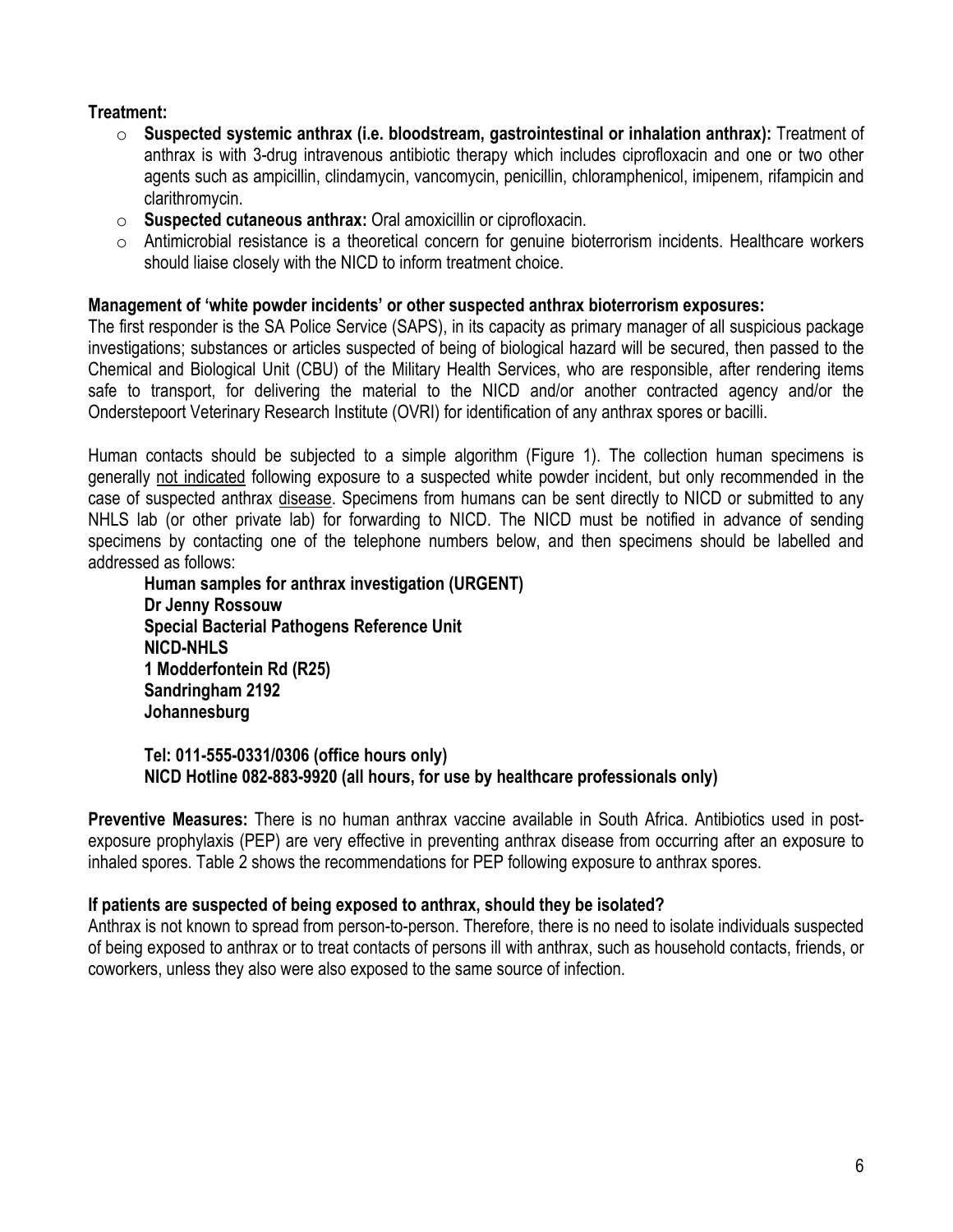**Treatment:**

- **Suspected systemic anthrax (i.e. bloodstream, gastrointestinal or inhalation anthrax):** Treatment of anthrax is with 3-drug intravenous antibiotic therapy which includes ciprofloxacin and one or two other agents such as ampicillin, clindamycin, vancomycin, penicillin, chloramphenicol, imipenem, rifampicin and clarithromycin.
- **Suspected cutaneous anthrax:** Oral amoxicillin or ciprofloxacin.
- Antimicrobial resistance is a theoretical concern for genuine bioterrorism incidents. Healthcare workers should liaise closely with the NICD to inform treatment choice.

**Management of 'white powder incidents' or other suspected anthrax bioterrorism exposures:**

The first responder is the SA Police Service (SAPS), in its capacity as primary manager of all suspicious package investigations; substances or articles suspected of being of biological hazard will be secured, then passed to the Chemical and Biological Unit (CBU) of the Military Health Services, who are responsible, after rendering items safe to transport, for delivering the material to the NICD and/or another contracted agency and/or the Onderstepoort Veterinary Research Institute (OVRI) for identification of any anthrax spores or bacilli.

Human contacts should be subjected to a simple algorithm (Figure 1). The collection human specimens is generally <u>not indicated</u> following exposure to a suspected white powder incident, but only recommended in the case of suspected anthrax <u>disease</u>. Specimens from humans can be sent directly to NICD or submitted to any NHLS lab (or other private lab) for forwarding to NICD. The NICD must be notified in advance of sending specimens by contacting one of the telephone numbers below, and then specimens should be labelled and addressed as follows:

> **Human samples for anthrax investigation (URGENT)**
> **Dr Jenny Rossouw**
> **Special Bacterial Pathogens Reference Unit**
> **NICD-NHLS**
> **1 Modderfontein Rd (R25)**
> **Sandringham 2192**
> **Johannesburg**
>
> **Tel: 011-555-0331/0306 (office hours only)**
> **NICD Hotline 082-883-9920 (all hours, for use by healthcare professionals only)**

**Preventive Measures:** There is no human anthrax vaccine available in South Africa. Antibiotics used in post-exposure prophylaxis (PEP) are very effective in preventing anthrax disease from occurring after an exposure to inhaled spores. Table 2 shows the recommendations for PEP following exposure to anthrax spores.

**If patients are suspected of being exposed to anthrax, should they be isolated?**

Anthrax is not known to spread from person-to-person. Therefore, there is no need to isolate individuals suspected of being exposed to anthrax or to treat contacts of persons ill with anthrax, such as household contacts, friends, or coworkers, unless they also were also exposed to the same source of infection.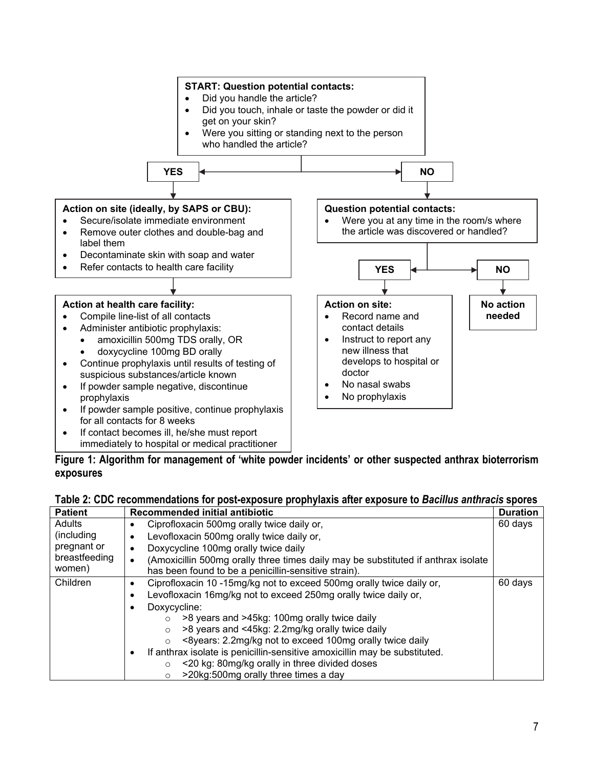**START: Question potential contacts:**

- Did you handle the article?
- Did you touch, inhale or taste the powder or did it get on your skin?
- Were you sitting or standing next to the person who handled the article?

**YES**

**Action on site (ideally, by SAPS or CBU):**

- Secure/isolate immediate environment
- Remove outer clothes and double-bag and label them
- Decontaminate skin with soap and water
- Refer contacts to health care facility

**Action at health care facility:**

- Compile line-list of all contacts
- Administer antibiotic prophylaxis:
    - amoxicillin 500mg TDS orally, OR
    - doxycycline 100mg BD orally
- Continue prophylaxis until results of testing of suspicious substances/article known
- If powder sample negative, discontinue prophylaxis
- If powder sample positive, continue prophylaxis for all contacts for 8 weeks
- If contact becomes ill, he/she must report immediately to hospital or medical practitioner

**NO**

**Question potential contacts:**

- Were you at any time in the room/s where the article was discovered or handled?

**YES**

**Action on site:**

- Record name and contact details
- Instruct to report any new illness that develops to hospital or doctor
- No nasal swabs
- No prophylaxis

**NO**

**No action needed**

**Figure 1: Algorithm for management of 'white powder incidents' or other suspected anthrax bioterrorism exposures**

**Table 2: CDC recommendations for post-exposure prophylaxis after exposure to *Bacillus anthracis* spores**

| Patient | Recommended initial antibiotic | Duration |
|---|---|---|
| Adults (including pregnant or breastfeeding women) | • Ciprofloxacin 500mg orally twice daily or,<br>• Levofloxacin 500mg orally twice daily or,<br>• Doxycycline 100mg orally twice daily<br>• (Amoxicillin 500mg orally three times daily may be substituted if anthrax isolate has been found to be a penicillin-sensitive strain). | 60 days |
| Children | • Ciprofloxacin 10 -15mg/kg not to exceed 500mg orally twice daily or,<br>• Levofloxacin 16mg/kg not to exceed 250mg orally twice daily or,<br>• Doxycycline:<br>  ○ >8 years and >45kg: 100mg orally twice daily<br>  ○ >8 years and <45kg: 2.2mg/kg orally twice daily<br>  ○ <8years: 2.2mg/kg not to exceed 100mg orally twice daily<br>• If anthrax isolate is penicillin-sensitive amoxicillin may be substituted.<br>  ○ <20 kg: 80mg/kg orally in three divided doses<br>  ○ >20kg:500mg orally three times a day | 60 days |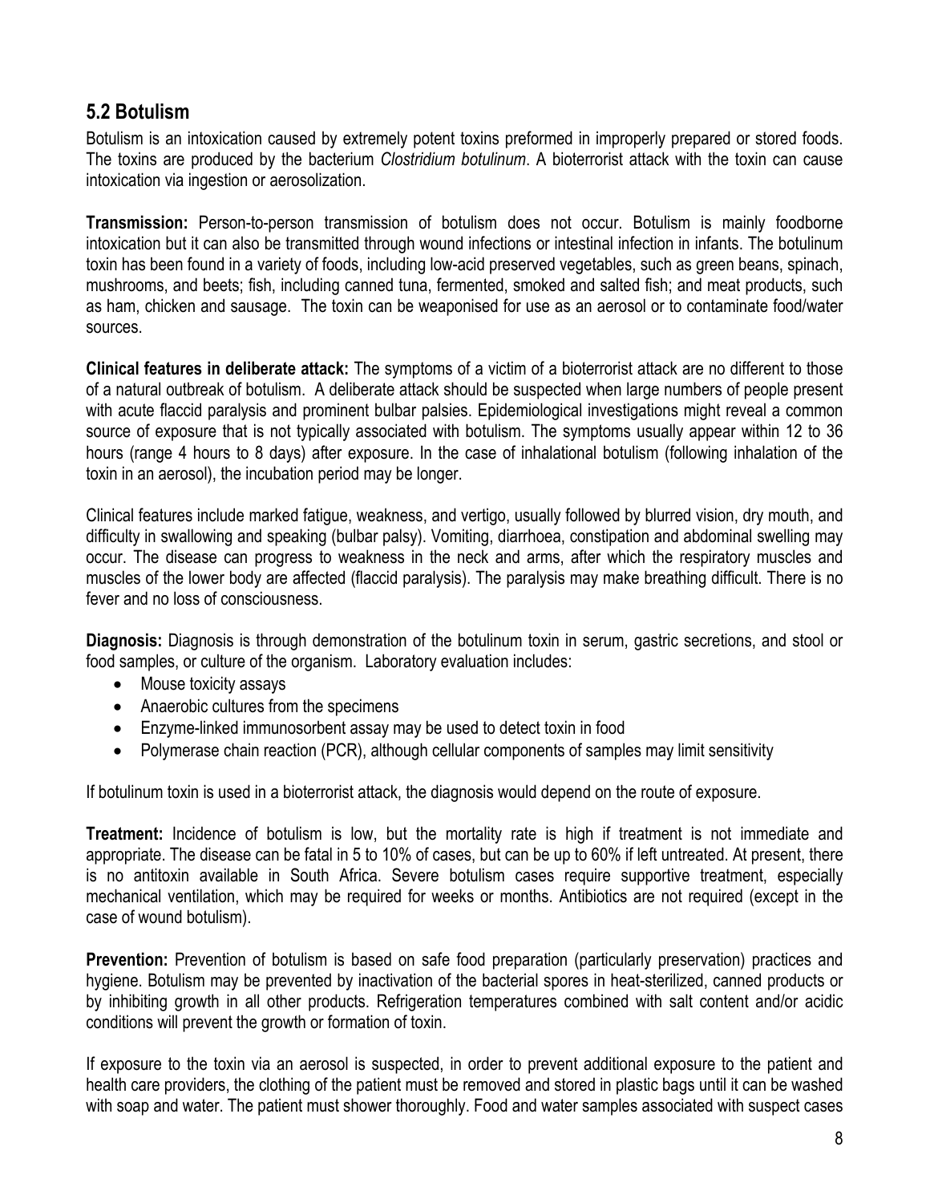## 5.2 Botulism

Botulism is an intoxication caused by extremely potent toxins preformed in improperly prepared or stored foods. The toxins are produced by the bacterium *Clostridium botulinum*. A bioterrorist attack with the toxin can cause intoxication via ingestion or aerosolization.

**Transmission:** Person-to-person transmission of botulism does not occur. Botulism is mainly foodborne intoxication but it can also be transmitted through wound infections or intestinal infection in infants. The botulinum toxin has been found in a variety of foods, including low-acid preserved vegetables, such as green beans, spinach, mushrooms, and beets; fish, including canned tuna, fermented, smoked and salted fish; and meat products, such as ham, chicken and sausage. The toxin can be weaponised for use as an aerosol or to contaminate food/water sources.

**Clinical features in deliberate attack:** The symptoms of a victim of a bioterrorist attack are no different to those of a natural outbreak of botulism. A deliberate attack should be suspected when large numbers of people present with acute flaccid paralysis and prominent bulbar palsies. Epidemiological investigations might reveal a common source of exposure that is not typically associated with botulism. The symptoms usually appear within 12 to 36 hours (range 4 hours to 8 days) after exposure. In the case of inhalational botulism (following inhalation of the toxin in an aerosol), the incubation period may be longer.

Clinical features include marked fatigue, weakness, and vertigo, usually followed by blurred vision, dry mouth, and difficulty in swallowing and speaking (bulbar palsy). Vomiting, diarrhoea, constipation and abdominal swelling may occur. The disease can progress to weakness in the neck and arms, after which the respiratory muscles and muscles of the lower body are affected (flaccid paralysis). The paralysis may make breathing difficult. There is no fever and no loss of consciousness.

**Diagnosis:** Diagnosis is through demonstration of the botulinum toxin in serum, gastric secretions, and stool or food samples, or culture of the organism. Laboratory evaluation includes:

- Mouse toxicity assays
- Anaerobic cultures from the specimens
- Enzyme-linked immunosorbent assay may be used to detect toxin in food
- Polymerase chain reaction (PCR), although cellular components of samples may limit sensitivity

If botulinum toxin is used in a bioterrorist attack, the diagnosis would depend on the route of exposure.

**Treatment:** Incidence of botulism is low, but the mortality rate is high if treatment is not immediate and appropriate. The disease can be fatal in 5 to 10% of cases, but can be up to 60% if left untreated. At present, there is no antitoxin available in South Africa. Severe botulism cases require supportive treatment, especially mechanical ventilation, which may be required for weeks or months. Antibiotics are not required (except in the case of wound botulism).

**Prevention:** Prevention of botulism is based on safe food preparation (particularly preservation) practices and hygiene. Botulism may be prevented by inactivation of the bacterial spores in heat-sterilized, canned products or by inhibiting growth in all other products. Refrigeration temperatures combined with salt content and/or acidic conditions will prevent the growth or formation of toxin.

If exposure to the toxin via an aerosol is suspected, in order to prevent additional exposure to the patient and health care providers, the clothing of the patient must be removed and stored in plastic bags until it can be washed with soap and water. The patient must shower thoroughly. Food and water samples associated with suspect cases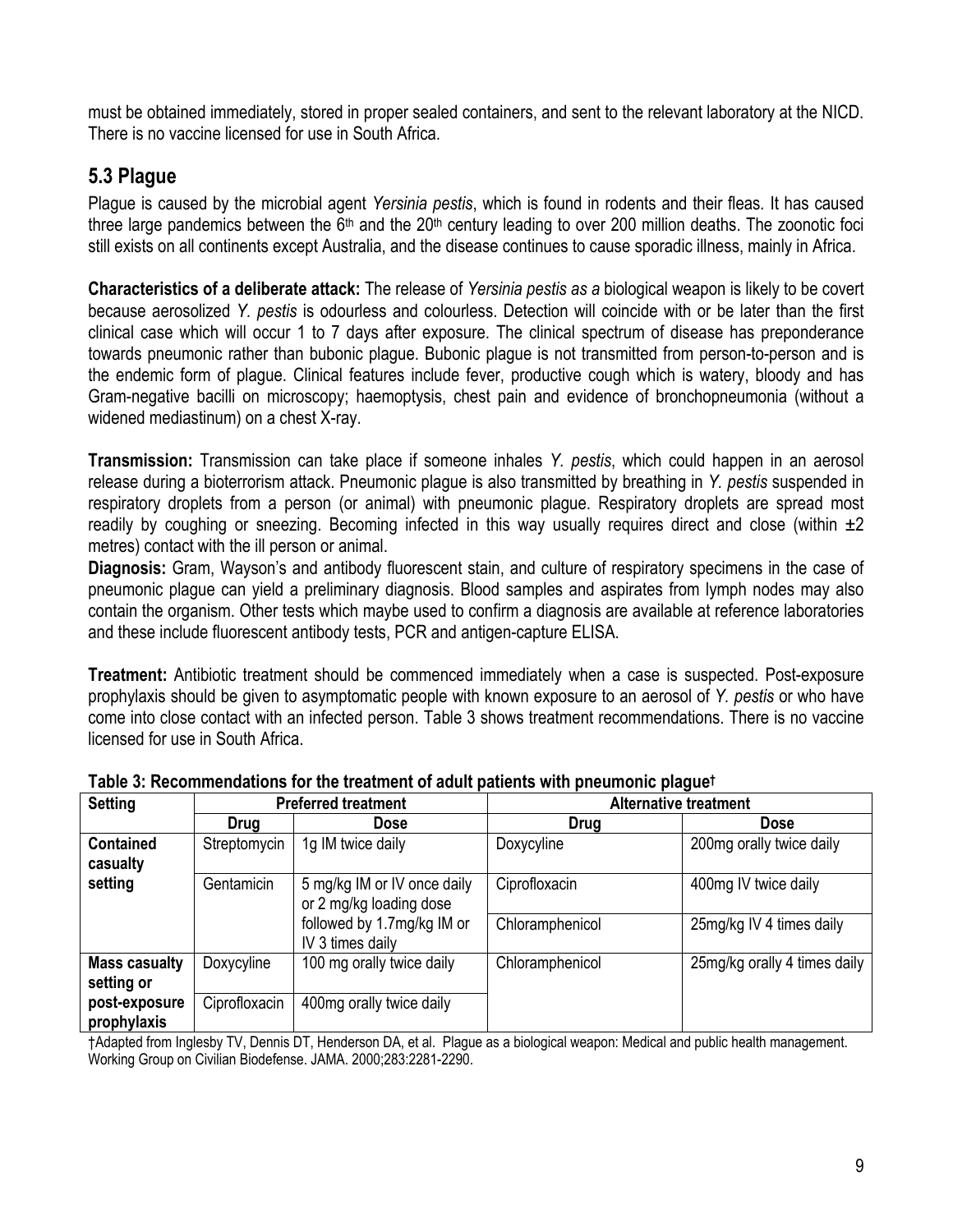must be obtained immediately, stored in proper sealed containers, and sent to the relevant laboratory at the NICD. There is no vaccine licensed for use in South Africa.

## 5.3 Plague

Plague is caused by the microbial agent *Yersinia pestis*, which is found in rodents and their fleas. It has caused three large pandemics between the 6th and the 20th century leading to over 200 million deaths. The zoonotic foci still exists on all continents except Australia, and the disease continues to cause sporadic illness, mainly in Africa.

**Characteristics of a deliberate attack:** The release of *Yersinia pestis as a* biological weapon is likely to be covert because aerosolized *Y. pestis* is odourless and colourless. Detection will coincide with or be later than the first clinical case which will occur 1 to 7 days after exposure. The clinical spectrum of disease has preponderance towards pneumonic rather than bubonic plague. Bubonic plague is not transmitted from person-to-person and is the endemic form of plague. Clinical features include fever, productive cough which is watery, bloody and has Gram-negative bacilli on microscopy; haemoptysis, chest pain and evidence of bronchopneumonia (without a widened mediastinum) on a chest X-ray.

**Transmission:** Transmission can take place if someone inhales *Y. pestis*, which could happen in an aerosol release during a bioterrorism attack. Pneumonic plague is also transmitted by breathing in *Y. pestis* suspended in respiratory droplets from a person (or animal) with pneumonic plague. Respiratory droplets are spread most readily by coughing or sneezing. Becoming infected in this way usually requires direct and close (within ±2 metres) contact with the ill person or animal.

**Diagnosis:** Gram, Wayson's and antibody fluorescent stain, and culture of respiratory specimens in the case of pneumonic plague can yield a preliminary diagnosis. Blood samples and aspirates from lymph nodes may also contain the organism. Other tests which maybe used to confirm a diagnosis are available at reference laboratories and these include fluorescent antibody tests, PCR and antigen-capture ELISA.

**Treatment:** Antibiotic treatment should be commenced immediately when a case is suspected. Post-exposure prophylaxis should be given to asymptomatic people with known exposure to an aerosol of *Y. pestis* or who have come into close contact with an infected person. Table 3 shows treatment recommendations. There is no vaccine licensed for use in South Africa.

**Table 3: Recommendations for the treatment of adult patients with pneumonic plague†**

| Setting | Preferred treatment | | Alternative treatment | |
|---|---|---|---|---|
| | **Drug** | **Dose** | **Drug** | **Dose** |
| **Contained casualty setting** | Streptomycin | 1g IM twice daily | Doxycyline | 200mg orally twice daily |
| | Gentamicin | 5 mg/kg IM or IV once daily or 2 mg/kg loading dose followed by 1.7mg/kg IM or IV 3 times daily | Ciprofloxacin | 400mg IV twice daily |
| | | | Chloramphenicol | 25mg/kg IV 4 times daily |
| **Mass casualty setting or post-exposure prophylaxis** | Doxycyline | 100 mg orally twice daily | Chloramphenicol | 25mg/kg orally 4 times daily |
| | Ciprofloxacin | 400mg orally twice daily | | |

†Adapted from Inglesby TV, Dennis DT, Henderson DA, et al. Plague as a biological weapon: Medical and public health management. Working Group on Civilian Biodefense. JAMA. 2000;283:2281-2290.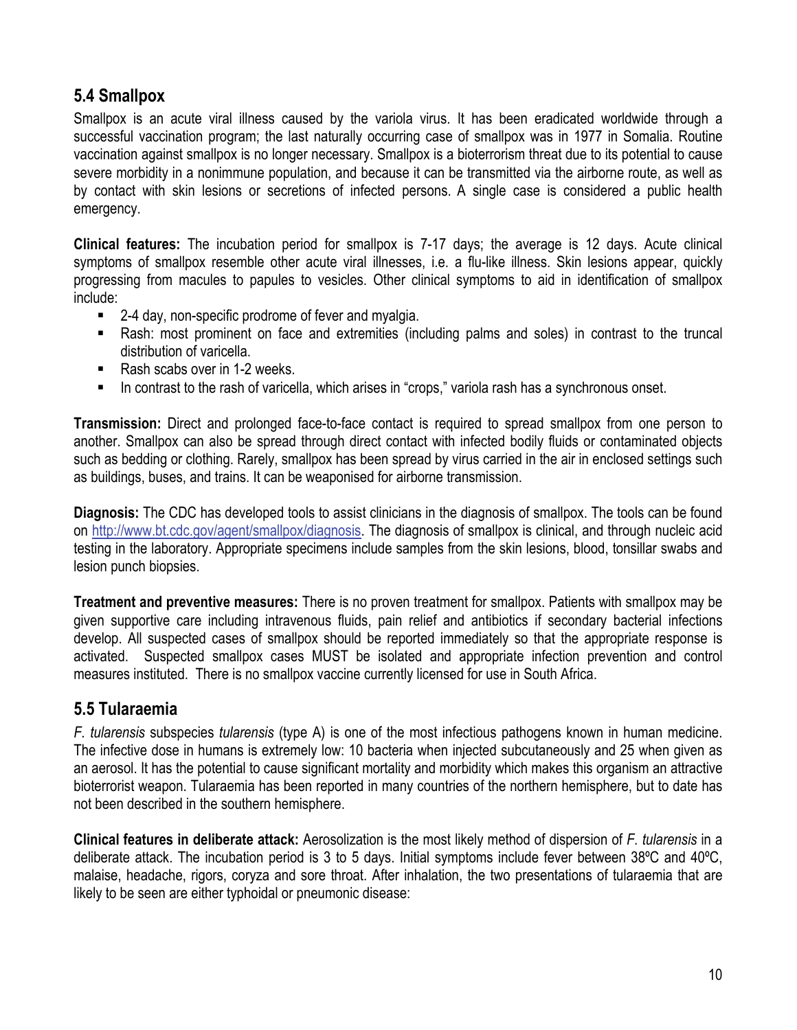## 5.4 Smallpox

Smallpox is an acute viral illness caused by the variola virus. It has been eradicated worldwide through a successful vaccination program; the last naturally occurring case of smallpox was in 1977 in Somalia. Routine vaccination against smallpox is no longer necessary. Smallpox is a bioterrorism threat due to its potential to cause severe morbidity in a nonimmune population, and because it can be transmitted via the airborne route, as well as by contact with skin lesions or secretions of infected persons. A single case is considered a public health emergency.

**Clinical features:** The incubation period for smallpox is 7-17 days; the average is 12 days. Acute clinical symptoms of smallpox resemble other acute viral illnesses, i.e. a flu-like illness. Skin lesions appear, quickly progressing from macules to papules to vesicles. Other clinical symptoms to aid in identification of smallpox include:

- 2-4 day, non-specific prodrome of fever and myalgia.
- Rash: most prominent on face and extremities (including palms and soles) in contrast to the truncal distribution of varicella.
- Rash scabs over in 1-2 weeks.
- In contrast to the rash of varicella, which arises in "crops," variola rash has a synchronous onset.

**Transmission:** Direct and prolonged face-to-face contact is required to spread smallpox from one person to another. Smallpox can also be spread through direct contact with infected bodily fluids or contaminated objects such as bedding or clothing. Rarely, smallpox has been spread by virus carried in the air in enclosed settings such as buildings, buses, and trains. It can be weaponised for airborne transmission.

**Diagnosis:** The CDC has developed tools to assist clinicians in the diagnosis of smallpox. The tools can be found on http://www.bt.cdc.gov/agent/smallpox/diagnosis. The diagnosis of smallpox is clinical, and through nucleic acid testing in the laboratory. Appropriate specimens include samples from the skin lesions, blood, tonsillar swabs and lesion punch biopsies.

**Treatment and preventive measures:** There is no proven treatment for smallpox. Patients with smallpox may be given supportive care including intravenous fluids, pain relief and antibiotics if secondary bacterial infections develop. All suspected cases of smallpox should be reported immediately so that the appropriate response is activated. Suspected smallpox cases MUST be isolated and appropriate infection prevention and control measures instituted. There is no smallpox vaccine currently licensed for use in South Africa.

## 5.5 Tularaemia

*F. tularensis* subspecies *tularensis* (type A) is one of the most infectious pathogens known in human medicine. The infective dose in humans is extremely low: 10 bacteria when injected subcutaneously and 25 when given as an aerosol. It has the potential to cause significant mortality and morbidity which makes this organism an attractive bioterrorist weapon. Tularaemia has been reported in many countries of the northern hemisphere, but to date has not been described in the southern hemisphere.

**Clinical features in deliberate attack:** Aerosolization is the most likely method of dispersion of *F. tularensis* in a deliberate attack. The incubation period is 3 to 5 days. Initial symptoms include fever between 38ºC and 40ºC, malaise, headache, rigors, coryza and sore throat. After inhalation, the two presentations of tularaemia that are likely to be seen are either typhoidal or pneumonic disease: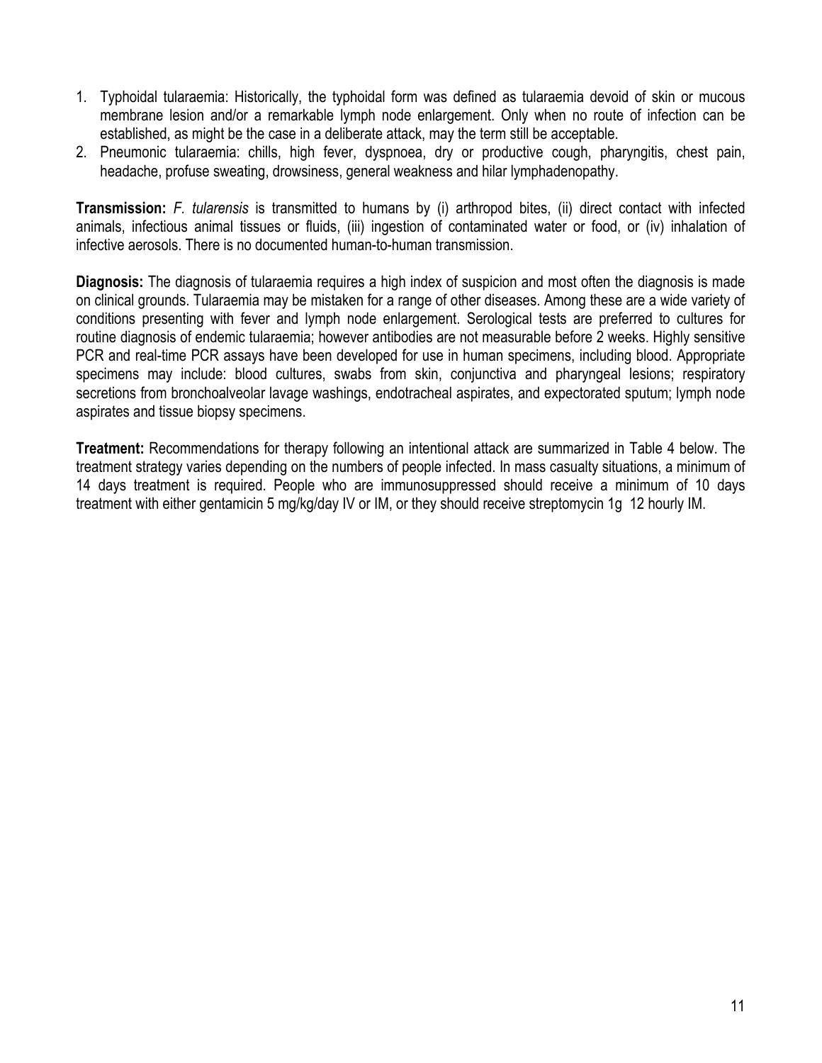1. Typhoidal tularaemia: Historically, the typhoidal form was defined as tularaemia devoid of skin or mucous membrane lesion and/or a remarkable lymph node enlargement. Only when no route of infection can be established, as might be the case in a deliberate attack, may the term still be acceptable.
2. Pneumonic tularaemia: chills, high fever, dyspnoea, dry or productive cough, pharyngitis, chest pain, headache, profuse sweating, drowsiness, general weakness and hilar lymphadenopathy.

**Transmission:** *F. tularensis* is transmitted to humans by (i) arthropod bites, (ii) direct contact with infected animals, infectious animal tissues or fluids, (iii) ingestion of contaminated water or food, or (iv) inhalation of infective aerosols. There is no documented human-to-human transmission.

**Diagnosis:** The diagnosis of tularaemia requires a high index of suspicion and most often the diagnosis is made on clinical grounds. Tularaemia may be mistaken for a range of other diseases. Among these are a wide variety of conditions presenting with fever and lymph node enlargement. Serological tests are preferred to cultures for routine diagnosis of endemic tularaemia; however antibodies are not measurable before 2 weeks. Highly sensitive PCR and real-time PCR assays have been developed for use in human specimens, including blood. Appropriate specimens may include: blood cultures, swabs from skin, conjunctiva and pharyngeal lesions; respiratory secretions from bronchoalveolar lavage washings, endotracheal aspirates, and expectorated sputum; lymph node aspirates and tissue biopsy specimens.

**Treatment:** Recommendations for therapy following an intentional attack are summarized in Table 4 below. The treatment strategy varies depending on the numbers of people infected. In mass casualty situations, a minimum of 14 days treatment is required. People who are immunosuppressed should receive a minimum of 10 days treatment with either gentamicin 5 mg/kg/day IV or IM, or they should receive streptomycin 1g 12 hourly IM.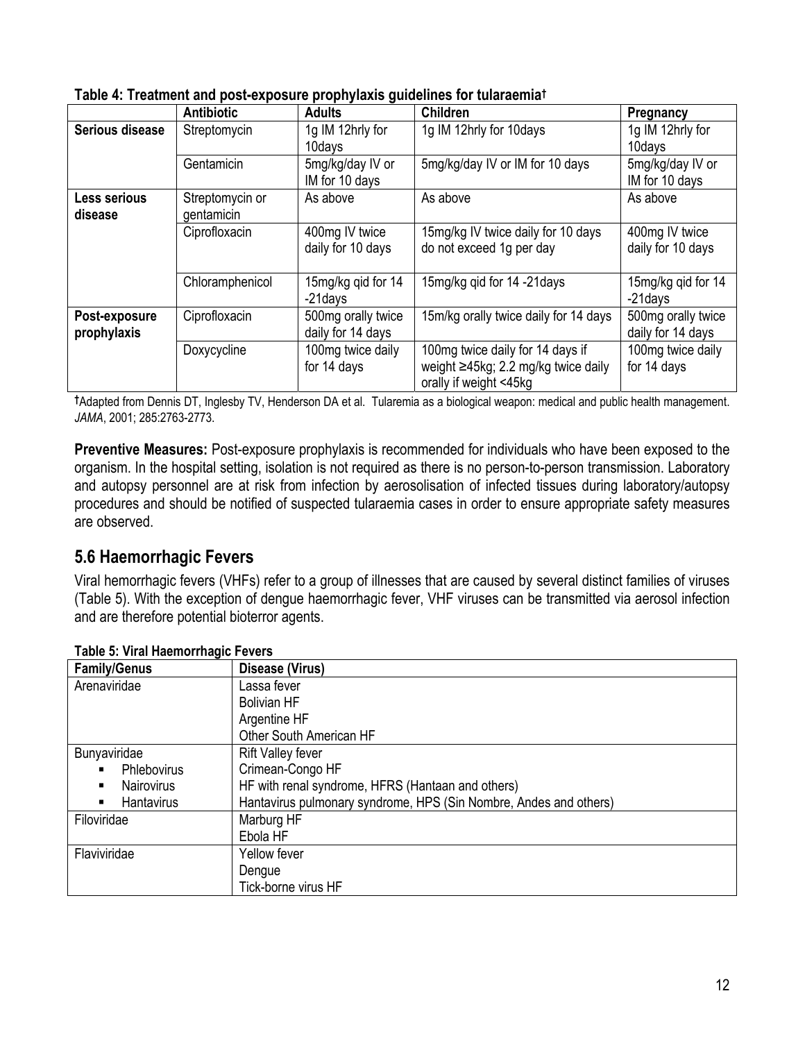**Table 4: Treatment and post-exposure prophylaxis guidelines for tularaemia†**

| | Antibiotic | Adults | Children | Pregnancy |
|---|---|---|---|---|
| **Serious disease** | Streptomycin | 1g IM 12hrly for 10days | 1g IM 12hrly for 10days | 1g IM 12hrly for 10days |
| | Gentamicin | 5mg/kg/day IV or IM for 10 days | 5mg/kg/day IV or IM for 10 days | 5mg/kg/day IV or IM for 10 days |
| **Less serious disease** | Streptomycin or gentamicin | As above | As above | As above |
| | Ciprofloxacin | 400mg IV twice daily for 10 days | 15mg/kg IV twice daily for 10 days do not exceed 1g per day | 400mg IV twice daily for 10 days |
| | Chloramphenicol | 15mg/kg qid for 14 -21days | 15mg/kg qid for 14 -21days | 15mg/kg qid for 14 -21days |
| **Post-exposure prophylaxis** | Ciprofloxacin | 500mg orally twice daily for 14 days | 15m/kg orally twice daily for 14 days | 500mg orally twice daily for 14 days |
| | Doxycycline | 100mg twice daily for 14 days | 100mg twice daily for 14 days if weight ≥45kg; 2.2 mg/kg twice daily orally if weight <45kg | 100mg twice daily for 14 days |

†Adapted from Dennis DT, Inglesby TV, Henderson DA et al. Tularemia as a biological weapon: medical and public health management. *JAMA*, 2001; 285:2763-2773.

**Preventive Measures:** Post-exposure prophylaxis is recommended for individuals who have been exposed to the organism. In the hospital setting, isolation is not required as there is no person-to-person transmission. Laboratory and autopsy personnel are at risk from infection by aerosolisation of infected tissues during laboratory/autopsy procedures and should be notified of suspected tularaemia cases in order to ensure appropriate safety measures are observed.

## 5.6 Haemorrhagic Fevers

Viral hemorrhagic fevers (VHFs) refer to a group of illnesses that are caused by several distinct families of viruses (Table 5). With the exception of dengue haemorrhagic fever, VHF viruses can be transmitted via aerosol infection and are therefore potential bioterror agents.

**Table 5: Viral Haemorrhagic Fevers**

| Family/Genus | Disease (Virus) |
|---|---|
| Arenaviridae | Lassa fever<br>Bolivian HF<br>Argentine HF<br>Other South American HF |
| Bunyaviridae<br>▪ Phlebovirus<br>▪ Nairovirus<br>▪ Hantavirus | Rift Valley fever<br>Crimean-Congo HF<br>HF with renal syndrome, HFRS (Hantaan and others)<br>Hantavirus pulmonary syndrome, HPS (Sin Nombre, Andes and others) |
| Filoviridae | Marburg HF<br>Ebola HF |
| Flaviviridae | Yellow fever<br>Dengue<br>Tick-borne virus HF |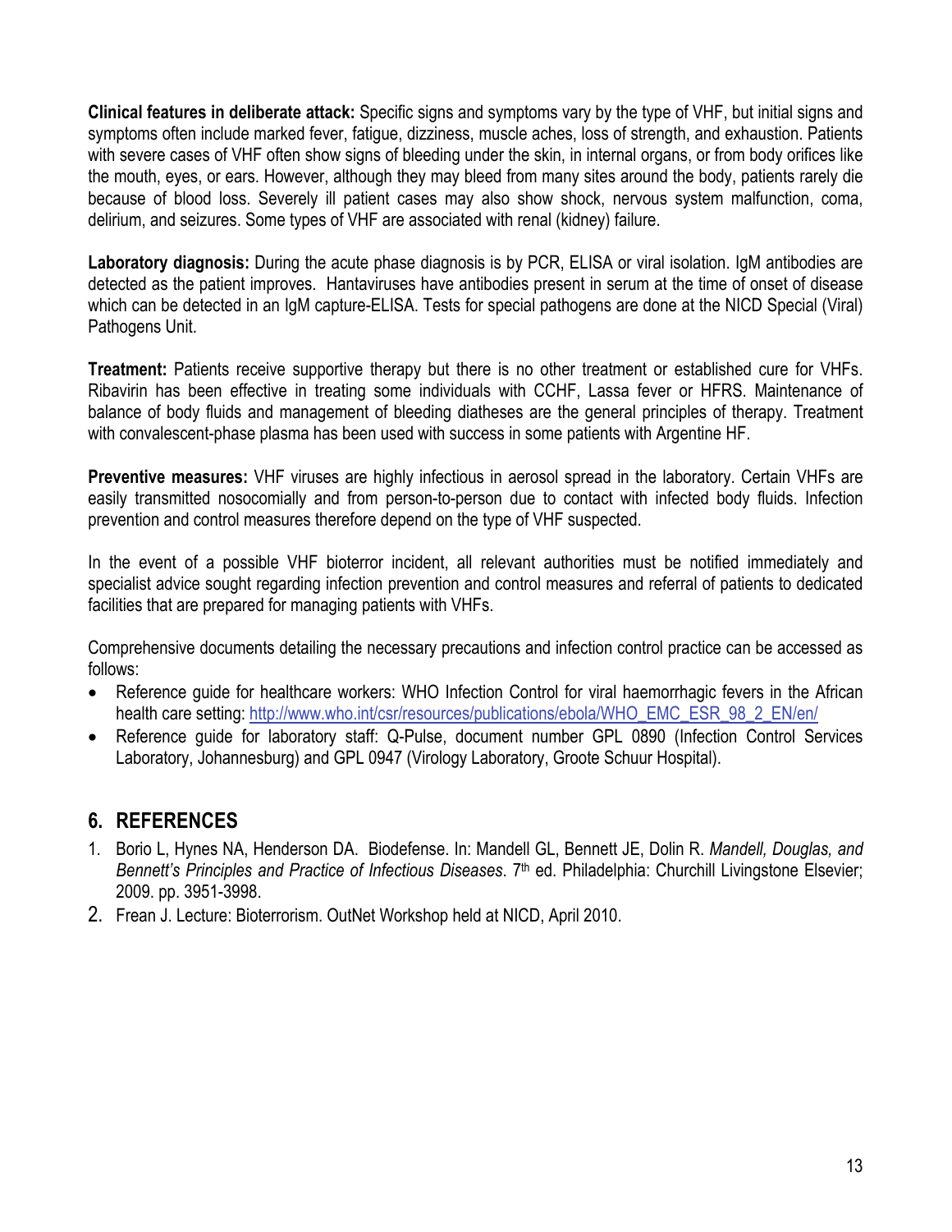**Clinical features in deliberate attack:** Specific signs and symptoms vary by the type of VHF, but initial signs and symptoms often include marked fever, fatigue, dizziness, muscle aches, loss of strength, and exhaustion. Patients with severe cases of VHF often show signs of bleeding under the skin, in internal organs, or from body orifices like the mouth, eyes, or ears. However, although they may bleed from many sites around the body, patients rarely die because of blood loss. Severely ill patient cases may also show shock, nervous system malfunction, coma, delirium, and seizures. Some types of VHF are associated with renal (kidney) failure.

**Laboratory diagnosis:** During the acute phase diagnosis is by PCR, ELISA or viral isolation. IgM antibodies are detected as the patient improves. Hantaviruses have antibodies present in serum at the time of onset of disease which can be detected in an IgM capture-ELISA. Tests for special pathogens are done at the NICD Special (Viral) Pathogens Unit.

**Treatment:** Patients receive supportive therapy but there is no other treatment or established cure for VHFs. Ribavirin has been effective in treating some individuals with CCHF, Lassa fever or HFRS. Maintenance of balance of body fluids and management of bleeding diatheses are the general principles of therapy. Treatment with convalescent-phase plasma has been used with success in some patients with Argentine HF.

**Preventive measures:** VHF viruses are highly infectious in aerosol spread in the laboratory. Certain VHFs are easily transmitted nosocomially and from person-to-person due to contact with infected body fluids. Infection prevention and control measures therefore depend on the type of VHF suspected.

In the event of a possible VHF bioterror incident, all relevant authorities must be notified immediately and specialist advice sought regarding infection prevention and control measures and referral of patients to dedicated facilities that are prepared for managing patients with VHFs.

Comprehensive documents detailing the necessary precautions and infection control practice can be accessed as follows:

- Reference guide for healthcare workers: WHO Infection Control for viral haemorrhagic fevers in the African health care setting: http://www.who.int/csr/resources/publications/ebola/WHO_EMC_ESR_98_2_EN/en/
- Reference guide for laboratory staff: Q-Pulse, document number GPL 0890 (Infection Control Services Laboratory, Johannesburg) and GPL 0947 (Virology Laboratory, Groote Schuur Hospital).

## 6. REFERENCES

1. Borio L, Hynes NA, Henderson DA. Biodefense. In: Mandell GL, Bennett JE, Dolin R. *Mandell, Douglas, and Bennett's Principles and Practice of Infectious Diseases*. 7th ed. Philadelphia: Churchill Livingstone Elsevier; 2009. pp. 3951-3998.
2. Frean J. Lecture: Bioterrorism. OutNet Workshop held at NICD, April 2010.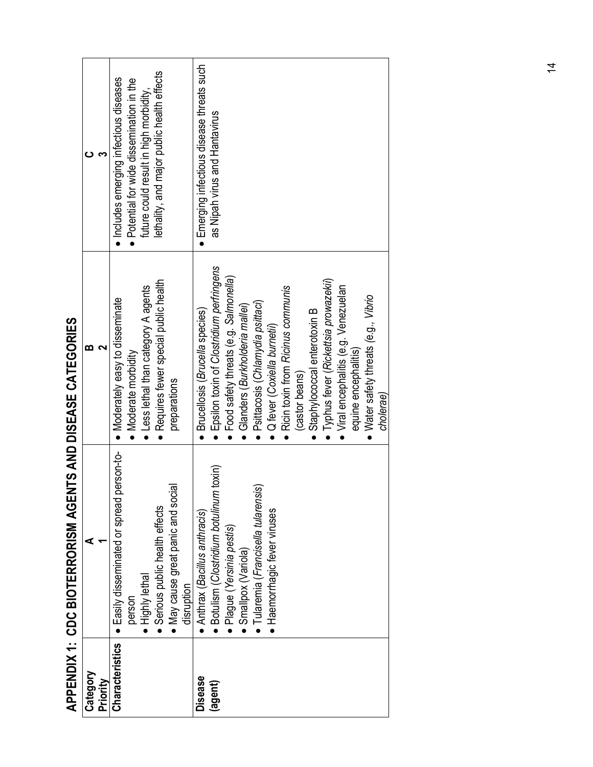# APPENDIX 1: CDC BIOTERRORISM AGENTS AND DISEASE CATEGORIES

| Category<br>Priority | A<br>1 | B<br>2 | C<br>3 |
|---|---|---|---|
| **Characteristics** | • Easily disseminated or spread person-to-person<br>• Highly lethal<br>• Serious public health effects<br>• May cause great panic and social disruption | • Moderately easy to disseminate<br>• Moderate morbidity<br>• Less lethal than category A agents<br>• Requires fewer special public health preparations | • Includes emerging infectious diseases<br>• Potential for wide dissemination in the future could result in high morbidity, lethality, and major public health effects |
| **Disease (agent)** | • Anthrax (*Bacillus anthracis*)<br>• Botulism (*Clostridium botulinum* toxin)<br>• Plague (*Yersinia pestis*)<br>• Smallpox (Variola)<br>• Tularemia (*Francisella tularensis*)<br>• Haemorrhagic fever viruses | • Brucellosis (*Brucella* species)<br>• Epsilon toxin of *Clostridium perfringens*<br>• Food safety threats (e.g. *Salmonella*)<br>• Glanders (*Burkholderia mallei*)<br>• Psittacosis (*Chlamydia psittaci*)<br>• Q fever (*Coxiella burnetii*)<br>• Ricin toxin from *Ricinus communis* (castor beans)<br>• Staphylococcal enterotoxin B<br>• Typhus fever (*Rickettsia prowazekii*)<br>• Viral encephalitis (e.g. Venezuelan equine encephalitis)<br>• Water safety threats (e.g., *Vibrio cholerae*) | • Emerging infectious disease threats such as Nipah virus and Hantavirus |